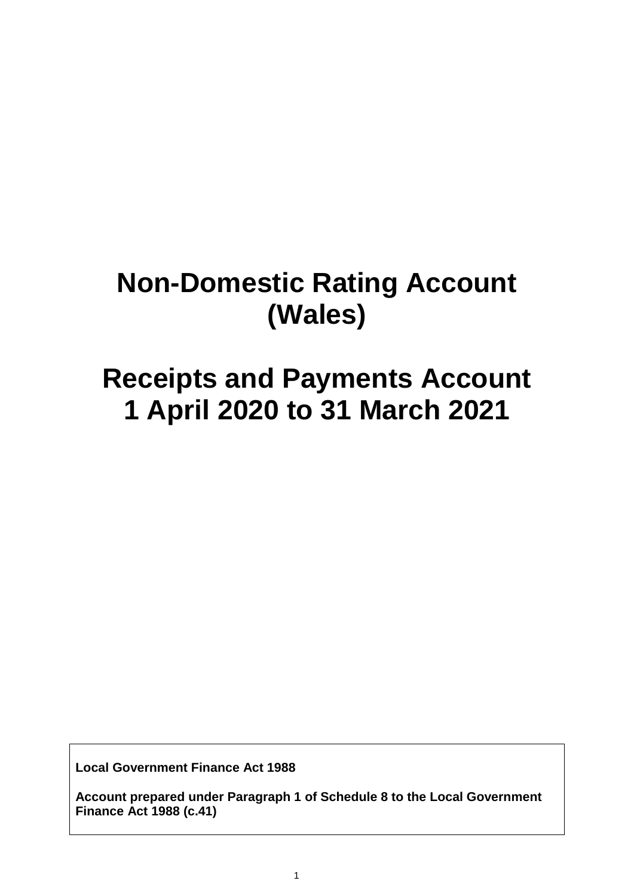# Non-Domestic Rating Account (Wales)

# Receipts and Payments Account 1 April 2020 to 31 March 2021

**Local Government Finance Act 1988**

**Account prepared under Paragraph 1 of Schedule 8 to the Local Government Finance Act 1988 (c.41)**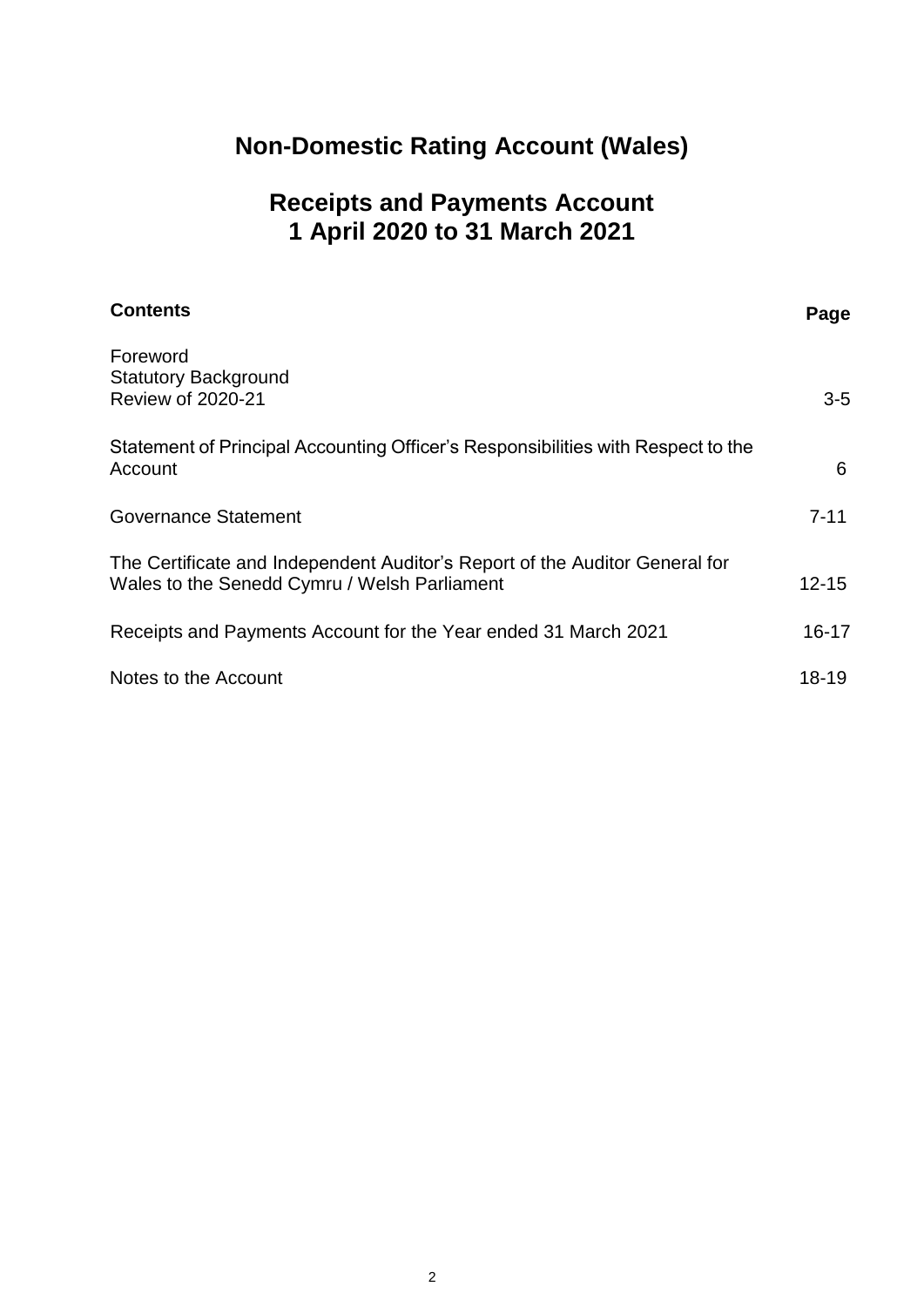# Non-Domestic Rating Account (Wales)

## Receipts and Payments Account
## 1 April 2020 to 31 March 2021

| Contents | Page |
|---|---|
| Foreword<br>Statutory Background<br>Review of 2020-21 | 3-5 |
| Statement of Principal Accounting Officer's Responsibilities with Respect to the Account | 6 |
| Governance Statement | 7-11 |
| The Certificate and Independent Auditor's Report of the Auditor General for Wales to the Senedd Cymru / Welsh Parliament | 12-15 |
| Receipts and Payments Account for the Year ended 31 March 2021 | 16-17 |
| Notes to the Account | 18-19 |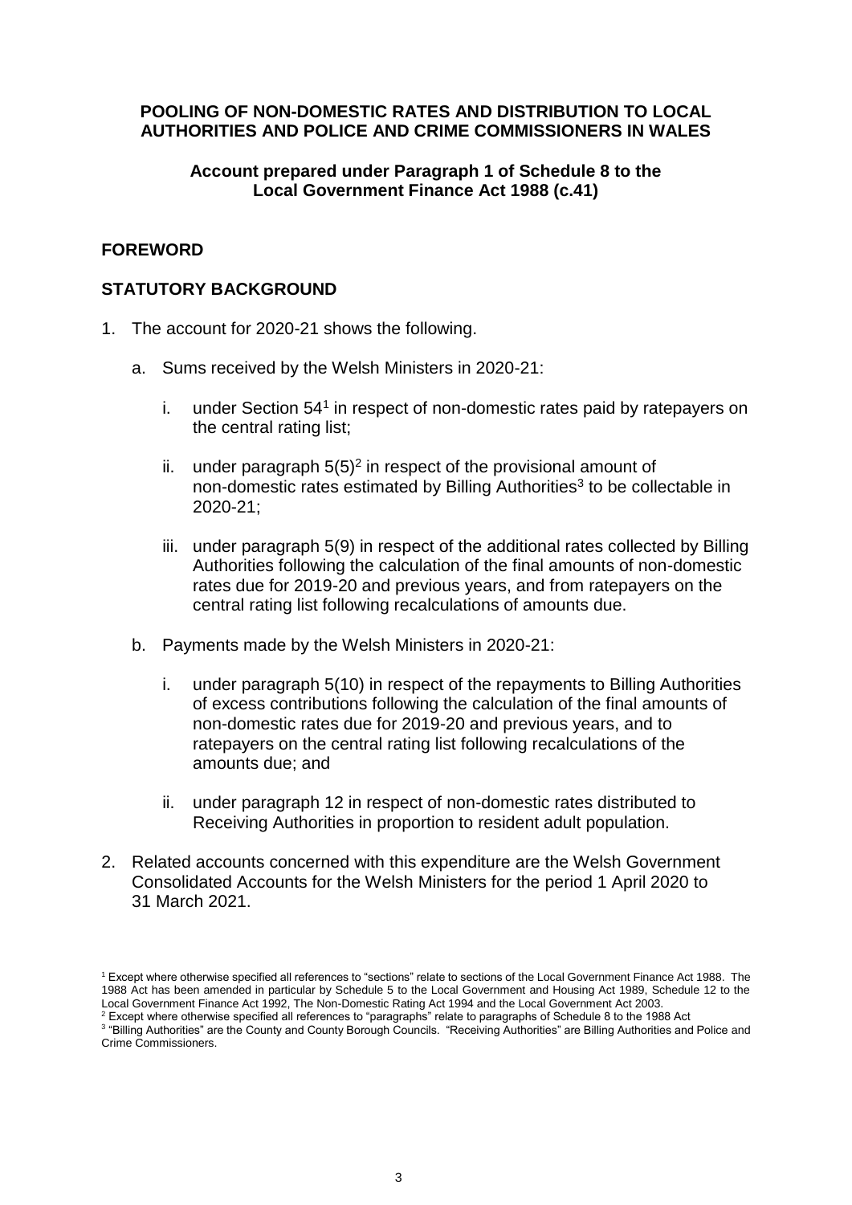**POOLING OF NON-DOMESTIC RATES AND DISTRIBUTION TO LOCAL AUTHORITIES AND POLICE AND CRIME COMMISSIONERS IN WALES**

**Account prepared under Paragraph 1 of Schedule 8 to the Local Government Finance Act 1988 (c.41)**

## FOREWORD

## STATUTORY BACKGROUND

1. The account for 2020-21 shows the following.

   a. Sums received by the Welsh Ministers in 2020-21:

      i. under Section 54[1] in respect of non-domestic rates paid by ratepayers on the central rating list;

      ii. under paragraph 5(5)[2] in respect of the provisional amount of non-domestic rates estimated by Billing Authorities[3] to be collectable in 2020-21;

      iii. under paragraph 5(9) in respect of the additional rates collected by Billing Authorities following the calculation of the final amounts of non-domestic rates due for 2019-20 and previous years, and from ratepayers on the central rating list following recalculations of amounts due.

   b. Payments made by the Welsh Ministers in 2020-21:

      i. under paragraph 5(10) in respect of the repayments to Billing Authorities of excess contributions following the calculation of the final amounts of non-domestic rates due for 2019-20 and previous years, and to ratepayers on the central rating list following recalculations of the amounts due; and

      ii. under paragraph 12 in respect of non-domestic rates distributed to Receiving Authorities in proportion to resident adult population.

2. Related accounts concerned with this expenditure are the Welsh Government Consolidated Accounts for the Welsh Ministers for the period 1 April 2020 to 31 March 2021.

---

[1] Except where otherwise specified all references to "sections" relate to sections of the Local Government Finance Act 1988. The 1988 Act has been amended in particular by Schedule 5 to the Local Government and Housing Act 1989, Schedule 12 to the Local Government Finance Act 1992, The Non-Domestic Rating Act 1994 and the Local Government Act 2003.

[2] Except where otherwise specified all references to "paragraphs" relate to paragraphs of Schedule 8 to the 1988 Act

[3] "Billing Authorities" are the County and County Borough Councils. "Receiving Authorities" are Billing Authorities and Police and Crime Commissioners.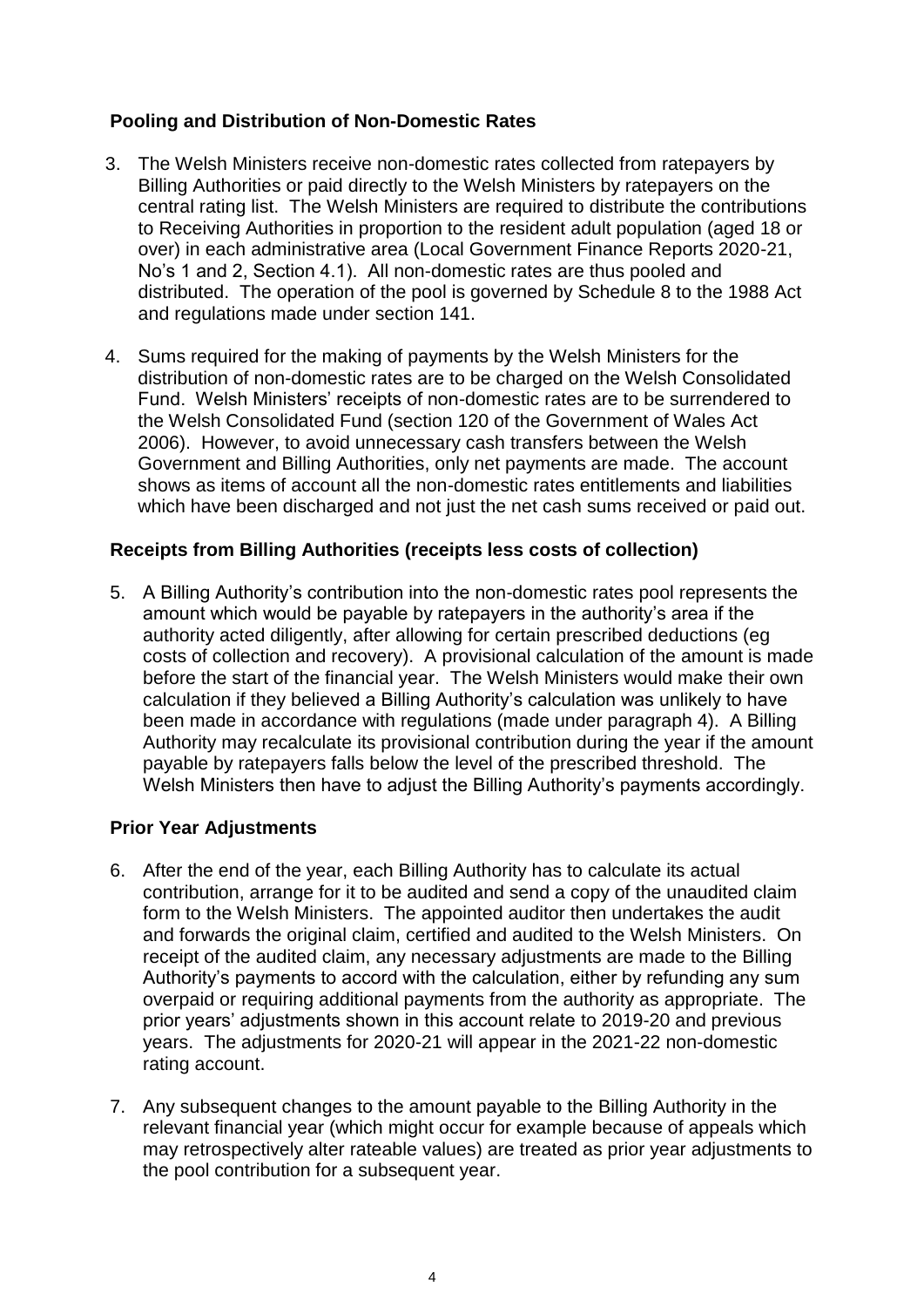## Pooling and Distribution of Non-Domestic Rates

3. The Welsh Ministers receive non-domestic rates collected from ratepayers by Billing Authorities or paid directly to the Welsh Ministers by ratepayers on the central rating list. The Welsh Ministers are required to distribute the contributions to Receiving Authorities in proportion to the resident adult population (aged 18 or over) in each administrative area (Local Government Finance Reports 2020-21, No's 1 and 2, Section 4.1). All non-domestic rates are thus pooled and distributed. The operation of the pool is governed by Schedule 8 to the 1988 Act and regulations made under section 141.

4. Sums required for the making of payments by the Welsh Ministers for the distribution of non-domestic rates are to be charged on the Welsh Consolidated Fund. Welsh Ministers' receipts of non-domestic rates are to be surrendered to the Welsh Consolidated Fund (section 120 of the Government of Wales Act 2006). However, to avoid unnecessary cash transfers between the Welsh Government and Billing Authorities, only net payments are made. The account shows as items of account all the non-domestic rates entitlements and liabilities which have been discharged and not just the net cash sums received or paid out.

## Receipts from Billing Authorities (receipts less costs of collection)

5. A Billing Authority's contribution into the non-domestic rates pool represents the amount which would be payable by ratepayers in the authority's area if the authority acted diligently, after allowing for certain prescribed deductions (eg costs of collection and recovery). A provisional calculation of the amount is made before the start of the financial year. The Welsh Ministers would make their own calculation if they believed a Billing Authority's calculation was unlikely to have been made in accordance with regulations (made under paragraph 4). A Billing Authority may recalculate its provisional contribution during the year if the amount payable by ratepayers falls below the level of the prescribed threshold. The Welsh Ministers then have to adjust the Billing Authority's payments accordingly.

## Prior Year Adjustments

6. After the end of the year, each Billing Authority has to calculate its actual contribution, arrange for it to be audited and send a copy of the unaudited claim form to the Welsh Ministers. The appointed auditor then undertakes the audit and forwards the original claim, certified and audited to the Welsh Ministers. On receipt of the audited claim, any necessary adjustments are made to the Billing Authority's payments to accord with the calculation, either by refunding any sum overpaid or requiring additional payments from the authority as appropriate. The prior years' adjustments shown in this account relate to 2019-20 and previous years. The adjustments for 2020-21 will appear in the 2021-22 non-domestic rating account.

7. Any subsequent changes to the amount payable to the Billing Authority in the relevant financial year (which might occur for example because of appeals which may retrospectively alter rateable values) are treated as prior year adjustments to the pool contribution for a subsequent year.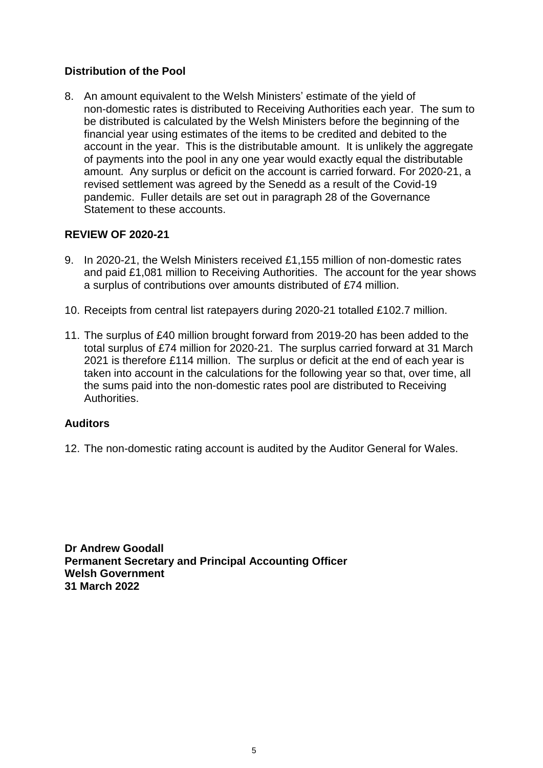## Distribution of the Pool

8. An amount equivalent to the Welsh Ministers' estimate of the yield of non-domestic rates is distributed to Receiving Authorities each year. The sum to be distributed is calculated by the Welsh Ministers before the beginning of the financial year using estimates of the items to be credited and debited to the account in the year. This is the distributable amount. It is unlikely the aggregate of payments into the pool in any one year would exactly equal the distributable amount. Any surplus or deficit on the account is carried forward. For 2020-21, a revised settlement was agreed by the Senedd as a result of the Covid-19 pandemic. Fuller details are set out in paragraph 28 of the Governance Statement to these accounts.

## REVIEW OF 2020-21

9. In 2020-21, the Welsh Ministers received £1,155 million of non-domestic rates and paid £1,081 million to Receiving Authorities. The account for the year shows a surplus of contributions over amounts distributed of £74 million.

10. Receipts from central list ratepayers during 2020-21 totalled £102.7 million.

11. The surplus of £40 million brought forward from 2019-20 has been added to the total surplus of £74 million for 2020-21. The surplus carried forward at 31 March 2021 is therefore £114 million. The surplus or deficit at the end of each year is taken into account in the calculations for the following year so that, over time, all the sums paid into the non-domestic rates pool are distributed to Receiving Authorities.

## Auditors

12. The non-domestic rating account is audited by the Auditor General for Wales.

**Dr Andrew Goodall**
**Permanent Secretary and Principal Accounting Officer**
**Welsh Government**
**31 March 2022**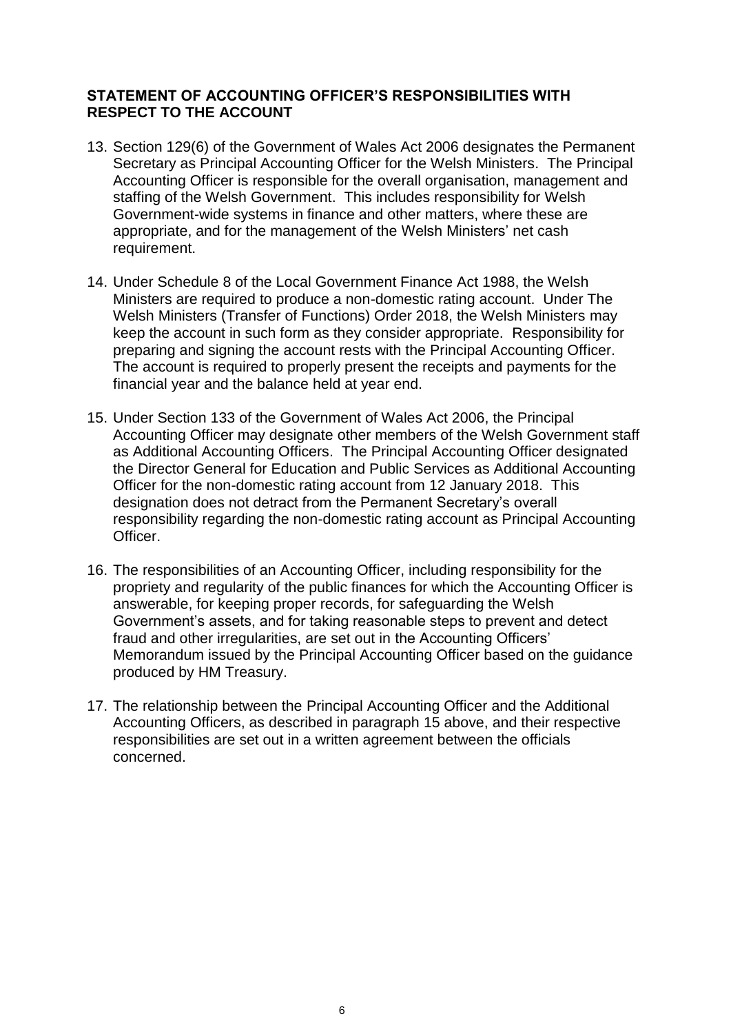## STATEMENT OF ACCOUNTING OFFICER'S RESPONSIBILITIES WITH RESPECT TO THE ACCOUNT

13. Section 129(6) of the Government of Wales Act 2006 designates the Permanent Secretary as Principal Accounting Officer for the Welsh Ministers. The Principal Accounting Officer is responsible for the overall organisation, management and staffing of the Welsh Government. This includes responsibility for Welsh Government-wide systems in finance and other matters, where these are appropriate, and for the management of the Welsh Ministers' net cash requirement.

14. Under Schedule 8 of the Local Government Finance Act 1988, the Welsh Ministers are required to produce a non-domestic rating account. Under The Welsh Ministers (Transfer of Functions) Order 2018, the Welsh Ministers may keep the account in such form as they consider appropriate. Responsibility for preparing and signing the account rests with the Principal Accounting Officer. The account is required to properly present the receipts and payments for the financial year and the balance held at year end.

15. Under Section 133 of the Government of Wales Act 2006, the Principal Accounting Officer may designate other members of the Welsh Government staff as Additional Accounting Officers. The Principal Accounting Officer designated the Director General for Education and Public Services as Additional Accounting Officer for the non-domestic rating account from 12 January 2018. This designation does not detract from the Permanent Secretary's overall responsibility regarding the non-domestic rating account as Principal Accounting Officer.

16. The responsibilities of an Accounting Officer, including responsibility for the propriety and regularity of the public finances for which the Accounting Officer is answerable, for keeping proper records, for safeguarding the Welsh Government's assets, and for taking reasonable steps to prevent and detect fraud and other irregularities, are set out in the Accounting Officers' Memorandum issued by the Principal Accounting Officer based on the guidance produced by HM Treasury.

17. The relationship between the Principal Accounting Officer and the Additional Accounting Officers, as described in paragraph 15 above, and their respective responsibilities are set out in a written agreement between the officials concerned.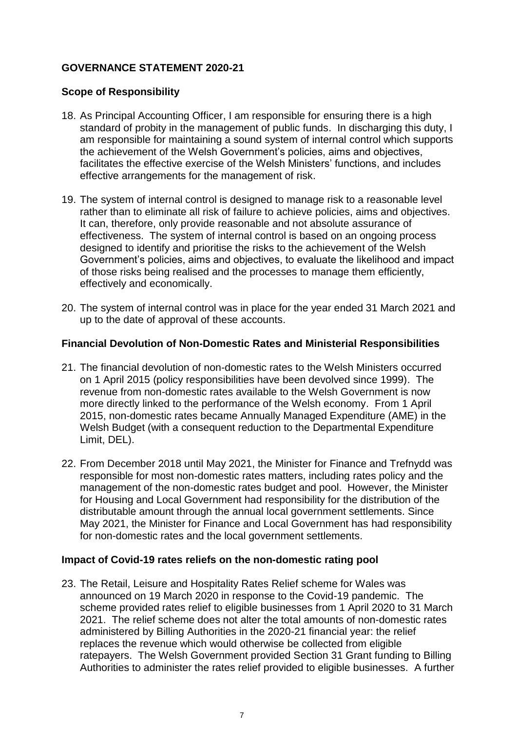## GOVERNANCE STATEMENT 2020-21

### Scope of Responsibility

18. As Principal Accounting Officer, I am responsible for ensuring there is a high standard of probity in the management of public funds. In discharging this duty, I am responsible for maintaining a sound system of internal control which supports the achievement of the Welsh Government's policies, aims and objectives, facilitates the effective exercise of the Welsh Ministers' functions, and includes effective arrangements for the management of risk.

19. The system of internal control is designed to manage risk to a reasonable level rather than to eliminate all risk of failure to achieve policies, aims and objectives. It can, therefore, only provide reasonable and not absolute assurance of effectiveness. The system of internal control is based on an ongoing process designed to identify and prioritise the risks to the achievement of the Welsh Government's policies, aims and objectives, to evaluate the likelihood and impact of those risks being realised and the processes to manage them efficiently, effectively and economically.

20. The system of internal control was in place for the year ended 31 March 2021 and up to the date of approval of these accounts.

### Financial Devolution of Non-Domestic Rates and Ministerial Responsibilities

21. The financial devolution of non-domestic rates to the Welsh Ministers occurred on 1 April 2015 (policy responsibilities have been devolved since 1999). The revenue from non-domestic rates available to the Welsh Government is now more directly linked to the performance of the Welsh economy. From 1 April 2015, non-domestic rates became Annually Managed Expenditure (AME) in the Welsh Budget (with a consequent reduction to the Departmental Expenditure Limit, DEL).

22. From December 2018 until May 2021, the Minister for Finance and Trefnydd was responsible for most non-domestic rates matters, including rates policy and the management of the non-domestic rates budget and pool. However, the Minister for Housing and Local Government had responsibility for the distribution of the distributable amount through the annual local government settlements. Since May 2021, the Minister for Finance and Local Government has had responsibility for non-domestic rates and the local government settlements.

### Impact of Covid-19 rates reliefs on the non-domestic rating pool

23. The Retail, Leisure and Hospitality Rates Relief scheme for Wales was announced on 19 March 2020 in response to the Covid-19 pandemic. The scheme provided rates relief to eligible businesses from 1 April 2020 to 31 March 2021. The relief scheme does not alter the total amounts of non-domestic rates administered by Billing Authorities in the 2020-21 financial year: the relief replaces the revenue which would otherwise be collected from eligible ratepayers. The Welsh Government provided Section 31 Grant funding to Billing Authorities to administer the rates relief provided to eligible businesses. A further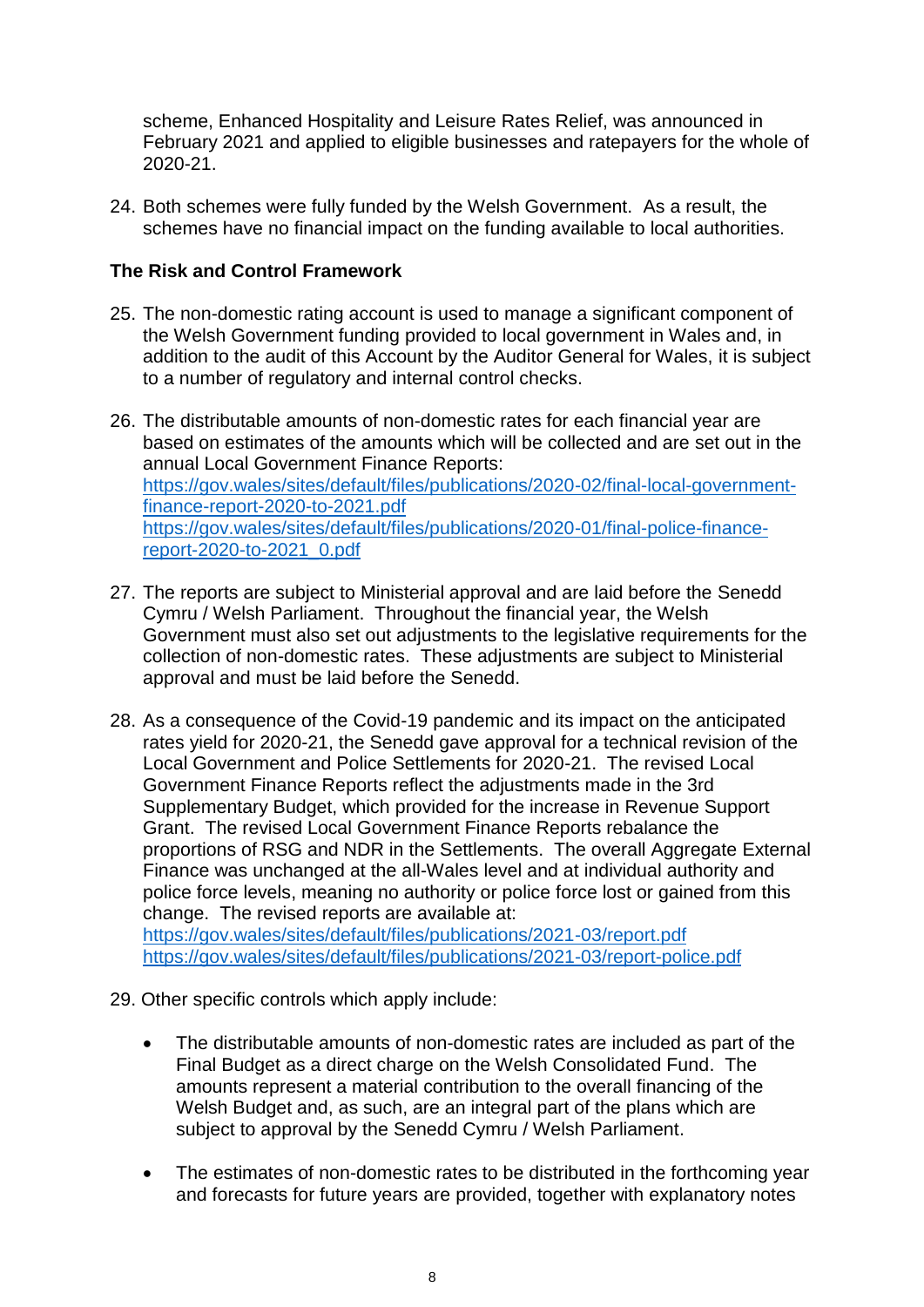scheme, Enhanced Hospitality and Leisure Rates Relief, was announced in February 2021 and applied to eligible businesses and ratepayers for the whole of 2020-21.

24. Both schemes were fully funded by the Welsh Government. As a result, the schemes have no financial impact on the funding available to local authorities.

**The Risk and Control Framework**

25. The non-domestic rating account is used to manage a significant component of the Welsh Government funding provided to local government in Wales and, in addition to the audit of this Account by the Auditor General for Wales, it is subject to a number of regulatory and internal control checks.

26. The distributable amounts of non-domestic rates for each financial year are based on estimates of the amounts which will be collected and are set out in the annual Local Government Finance Reports:
[https://gov.wales/sites/default/files/publications/2020-02/final-local-government-finance-report-2020-to-2021.pdf](https://gov.wales/sites/default/files/publications/2020-02/final-local-government-finance-report-2020-to-2021.pdf)
[https://gov.wales/sites/default/files/publications/2020-01/final-police-finance-report-2020-to-2021_0.pdf](https://gov.wales/sites/default/files/publications/2020-01/final-police-finance-report-2020-to-2021_0.pdf)

27. The reports are subject to Ministerial approval and are laid before the Senedd Cymru / Welsh Parliament. Throughout the financial year, the Welsh Government must also set out adjustments to the legislative requirements for the collection of non-domestic rates. These adjustments are subject to Ministerial approval and must be laid before the Senedd.

28. As a consequence of the Covid-19 pandemic and its impact on the anticipated rates yield for 2020-21, the Senedd gave approval for a technical revision of the Local Government and Police Settlements for 2020-21. The revised Local Government Finance Reports reflect the adjustments made in the 3rd Supplementary Budget, which provided for the increase in Revenue Support Grant. The revised Local Government Finance Reports rebalance the proportions of RSG and NDR in the Settlements. The overall Aggregate External Finance was unchanged at the all-Wales level and at individual authority and police force levels, meaning no authority or police force lost or gained from this change. The revised reports are available at:
[https://gov.wales/sites/default/files/publications/2021-03/report.pdf](https://gov.wales/sites/default/files/publications/2021-03/report.pdf)
[https://gov.wales/sites/default/files/publications/2021-03/report-police.pdf](https://gov.wales/sites/default/files/publications/2021-03/report-police.pdf)

29. Other specific controls which apply include:

   - The distributable amounts of non-domestic rates are included as part of the Final Budget as a direct charge on the Welsh Consolidated Fund. The amounts represent a material contribution to the overall financing of the Welsh Budget and, as such, are an integral part of the plans which are subject to approval by the Senedd Cymru / Welsh Parliament.

   - The estimates of non-domestic rates to be distributed in the forthcoming year and forecasts for future years are provided, together with explanatory notes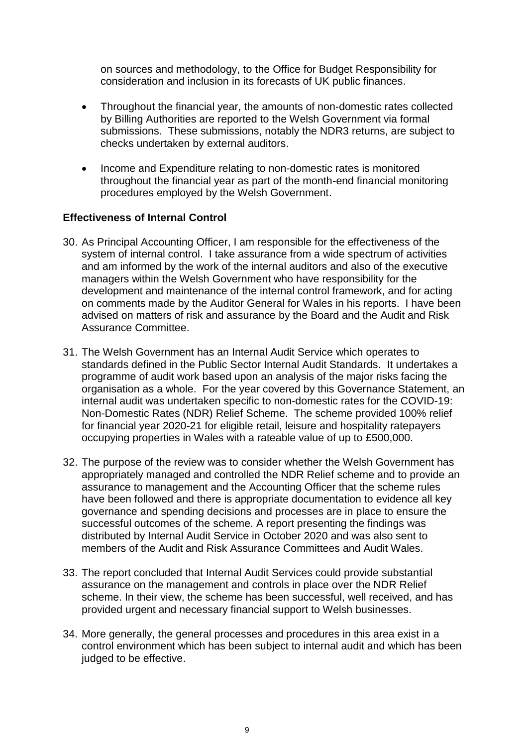on sources and methodology, to the Office for Budget Responsibility for consideration and inclusion in its forecasts of UK public finances.

- Throughout the financial year, the amounts of non-domestic rates collected by Billing Authorities are reported to the Welsh Government via formal submissions. These submissions, notably the NDR3 returns, are subject to checks undertaken by external auditors.

- Income and Expenditure relating to non-domestic rates is monitored throughout the financial year as part of the month-end financial monitoring procedures employed by the Welsh Government.

**Effectiveness of Internal Control**

30. As Principal Accounting Officer, I am responsible for the effectiveness of the system of internal control. I take assurance from a wide spectrum of activities and am informed by the work of the internal auditors and also of the executive managers within the Welsh Government who have responsibility for the development and maintenance of the internal control framework, and for acting on comments made by the Auditor General for Wales in his reports. I have been advised on matters of risk and assurance by the Board and the Audit and Risk Assurance Committee.

31. The Welsh Government has an Internal Audit Service which operates to standards defined in the Public Sector Internal Audit Standards. It undertakes a programme of audit work based upon an analysis of the major risks facing the organisation as a whole. For the year covered by this Governance Statement, an internal audit was undertaken specific to non-domestic rates for the COVID-19: Non-Domestic Rates (NDR) Relief Scheme. The scheme provided 100% relief for financial year 2020-21 for eligible retail, leisure and hospitality ratepayers occupying properties in Wales with a rateable value of up to £500,000.

32. The purpose of the review was to consider whether the Welsh Government has appropriately managed and controlled the NDR Relief scheme and to provide an assurance to management and the Accounting Officer that the scheme rules have been followed and there is appropriate documentation to evidence all key governance and spending decisions and processes are in place to ensure the successful outcomes of the scheme. A report presenting the findings was distributed by Internal Audit Service in October 2020 and was also sent to members of the Audit and Risk Assurance Committees and Audit Wales.

33. The report concluded that Internal Audit Services could provide substantial assurance on the management and controls in place over the NDR Relief scheme. In their view, the scheme has been successful, well received, and has provided urgent and necessary financial support to Welsh businesses.

34. More generally, the general processes and procedures in this area exist in a control environment which has been subject to internal audit and which has been judged to be effective.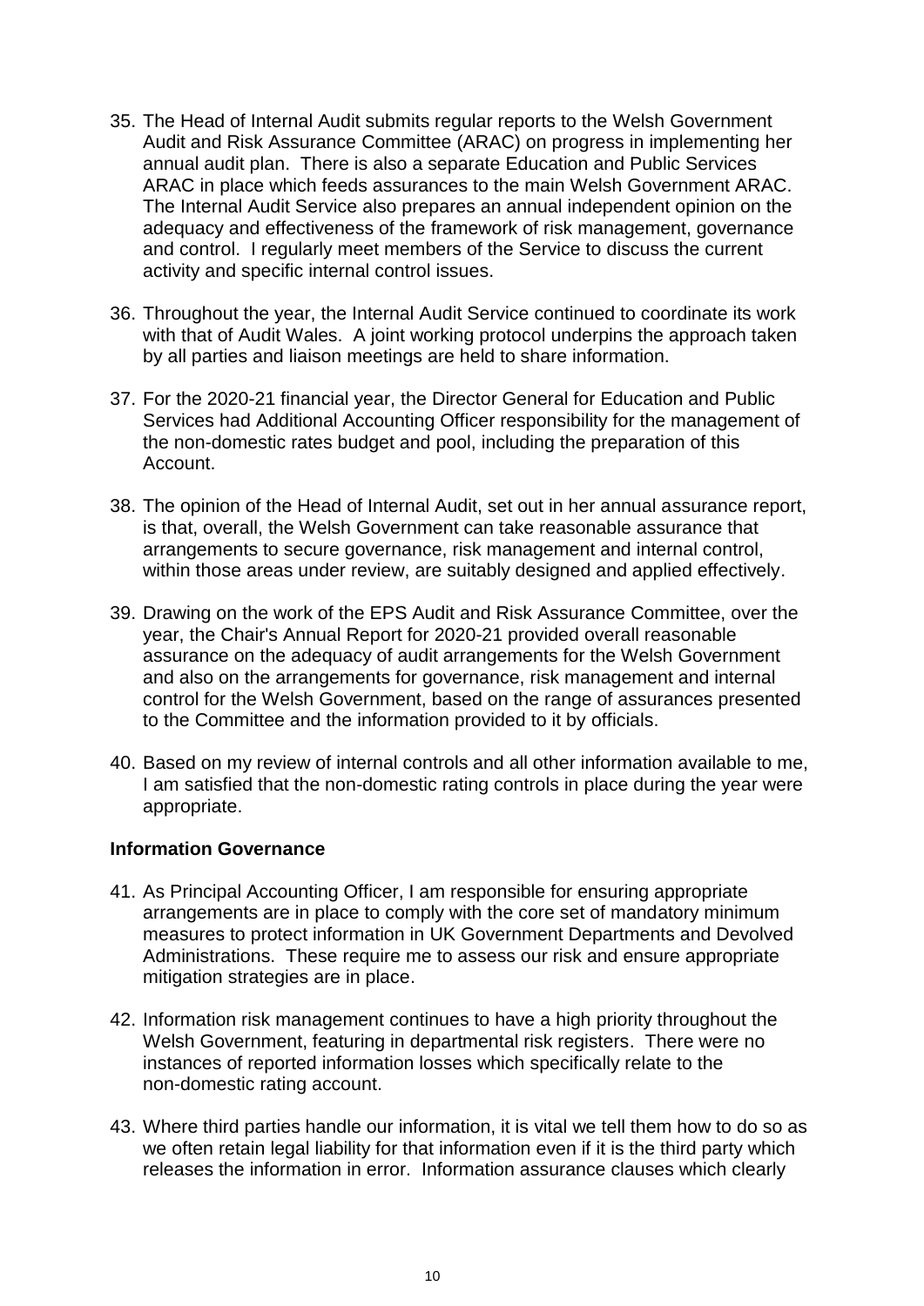35. The Head of Internal Audit submits regular reports to the Welsh Government Audit and Risk Assurance Committee (ARAC) on progress in implementing her annual audit plan. There is also a separate Education and Public Services ARAC in place which feeds assurances to the main Welsh Government ARAC. The Internal Audit Service also prepares an annual independent opinion on the adequacy and effectiveness of the framework of risk management, governance and control. I regularly meet members of the Service to discuss the current activity and specific internal control issues.

36. Throughout the year, the Internal Audit Service continued to coordinate its work with that of Audit Wales. A joint working protocol underpins the approach taken by all parties and liaison meetings are held to share information.

37. For the 2020-21 financial year, the Director General for Education and Public Services had Additional Accounting Officer responsibility for the management of the non-domestic rates budget and pool, including the preparation of this Account.

38. The opinion of the Head of Internal Audit, set out in her annual assurance report, is that, overall, the Welsh Government can take reasonable assurance that arrangements to secure governance, risk management and internal control, within those areas under review, are suitably designed and applied effectively.

39. Drawing on the work of the EPS Audit and Risk Assurance Committee, over the year, the Chair's Annual Report for 2020-21 provided overall reasonable assurance on the adequacy of audit arrangements for the Welsh Government and also on the arrangements for governance, risk management and internal control for the Welsh Government, based on the range of assurances presented to the Committee and the information provided to it by officials.

40. Based on my review of internal controls and all other information available to me, I am satisfied that the non-domestic rating controls in place during the year were appropriate.

**Information Governance**

41. As Principal Accounting Officer, I am responsible for ensuring appropriate arrangements are in place to comply with the core set of mandatory minimum measures to protect information in UK Government Departments and Devolved Administrations. These require me to assess our risk and ensure appropriate mitigation strategies are in place.

42. Information risk management continues to have a high priority throughout the Welsh Government, featuring in departmental risk registers. There were no instances of reported information losses which specifically relate to the non-domestic rating account.

43. Where third parties handle our information, it is vital we tell them how to do so as we often retain legal liability for that information even if it is the third party which releases the information in error. Information assurance clauses which clearly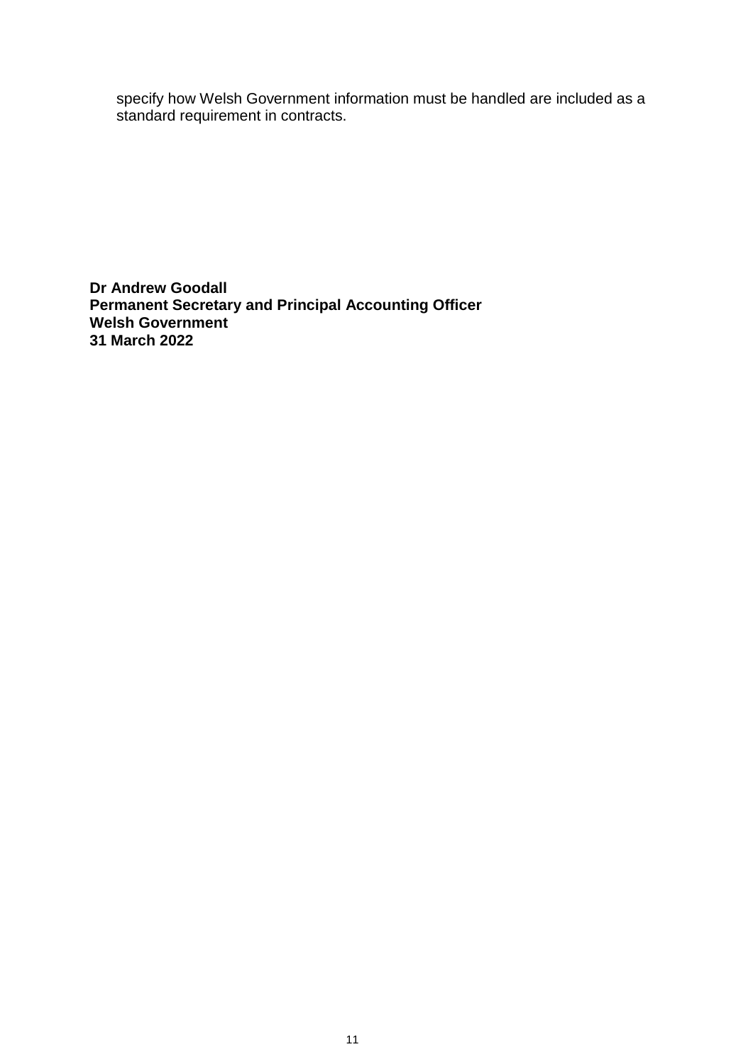specify how Welsh Government information must be handled are included as a standard requirement in contracts.

**Dr Andrew Goodall**
**Permanent Secretary and Principal Accounting Officer**
**Welsh Government**
**31 March 2022**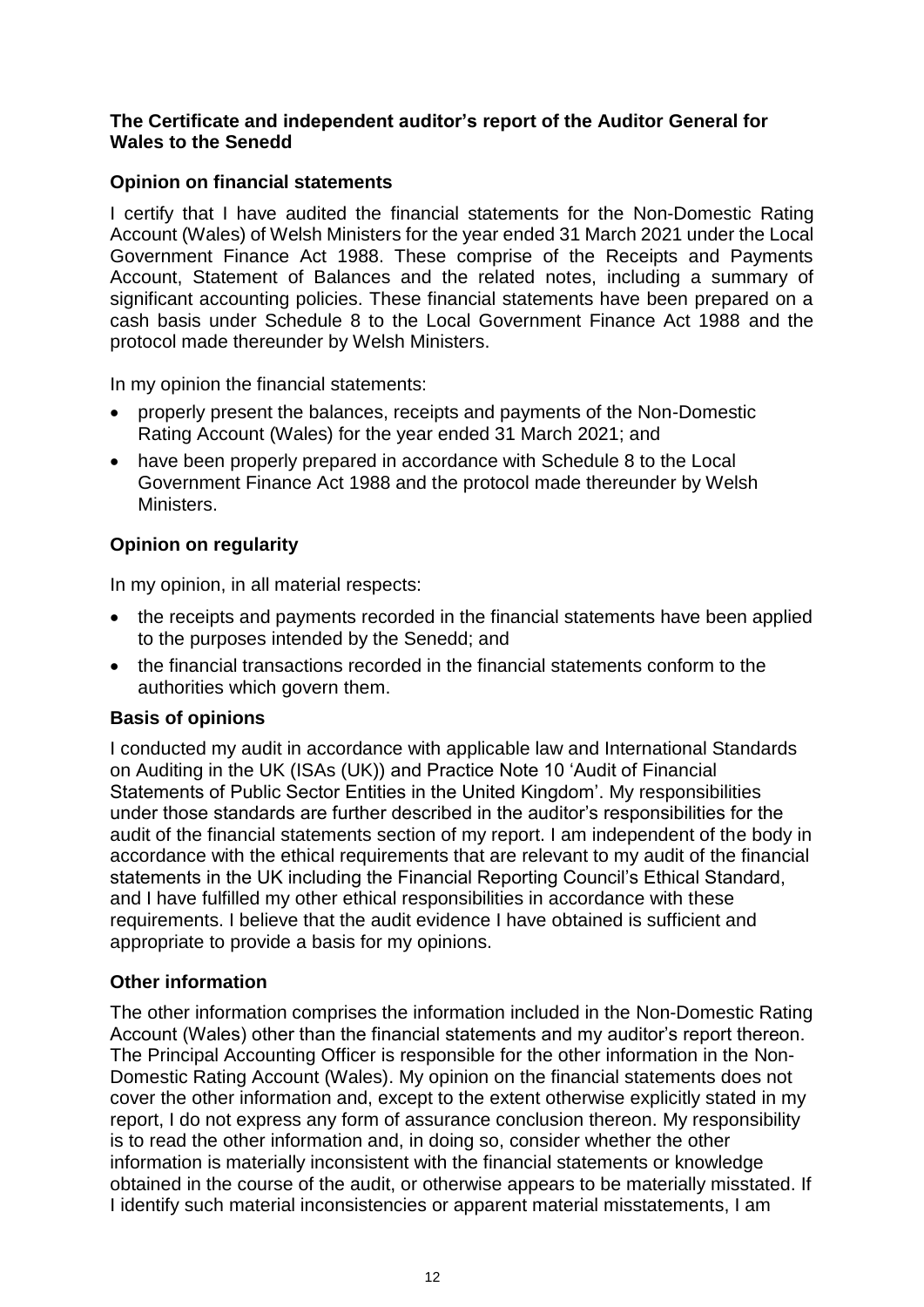## The Certificate and independent auditor's report of the Auditor General for Wales to the Senedd

### Opinion on financial statements

I certify that I have audited the financial statements for the Non-Domestic Rating Account (Wales) of Welsh Ministers for the year ended 31 March 2021 under the Local Government Finance Act 1988. These comprise of the Receipts and Payments Account, Statement of Balances and the related notes, including a summary of significant accounting policies. These financial statements have been prepared on a cash basis under Schedule 8 to the Local Government Finance Act 1988 and the protocol made thereunder by Welsh Ministers.

In my opinion the financial statements:

- properly present the balances, receipts and payments of the Non-Domestic Rating Account (Wales) for the year ended 31 March 2021; and
- have been properly prepared in accordance with Schedule 8 to the Local Government Finance Act 1988 and the protocol made thereunder by Welsh Ministers.

### Opinion on regularity

In my opinion, in all material respects:

- the receipts and payments recorded in the financial statements have been applied to the purposes intended by the Senedd; and
- the financial transactions recorded in the financial statements conform to the authorities which govern them.

### Basis of opinions

I conducted my audit in accordance with applicable law and International Standards on Auditing in the UK (ISAs (UK)) and Practice Note 10 'Audit of Financial Statements of Public Sector Entities in the United Kingdom'. My responsibilities under those standards are further described in the auditor's responsibilities for the audit of the financial statements section of my report. I am independent of the body in accordance with the ethical requirements that are relevant to my audit of the financial statements in the UK including the Financial Reporting Council's Ethical Standard, and I have fulfilled my other ethical responsibilities in accordance with these requirements. I believe that the audit evidence I have obtained is sufficient and appropriate to provide a basis for my opinions.

### Other information

The other information comprises the information included in the Non-Domestic Rating Account (Wales) other than the financial statements and my auditor's report thereon. The Principal Accounting Officer is responsible for the other information in the Non-Domestic Rating Account (Wales). My opinion on the financial statements does not cover the other information and, except to the extent otherwise explicitly stated in my report, I do not express any form of assurance conclusion thereon. My responsibility is to read the other information and, in doing so, consider whether the other information is materially inconsistent with the financial statements or knowledge obtained in the course of the audit, or otherwise appears to be materially misstated. If I identify such material inconsistencies or apparent material misstatements, I am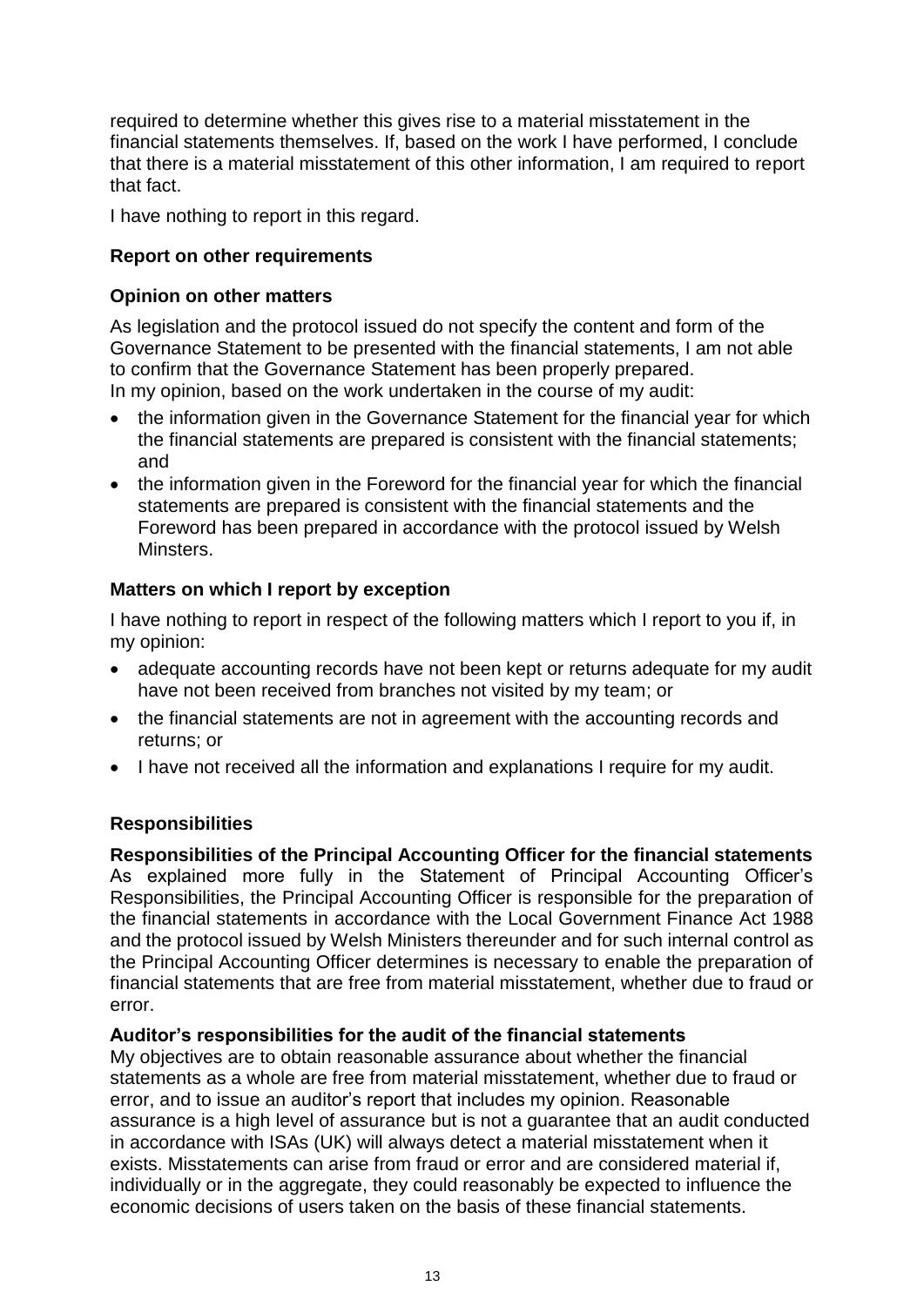required to determine whether this gives rise to a material misstatement in the financial statements themselves. If, based on the work I have performed, I conclude that there is a material misstatement of this other information, I am required to report that fact.

I have nothing to report in this regard.

## Report on other requirements

### Opinion on other matters

As legislation and the protocol issued do not specify the content and form of the Governance Statement to be presented with the financial statements, I am not able to confirm that the Governance Statement has been properly prepared.
In my opinion, based on the work undertaken in the course of my audit:

- the information given in the Governance Statement for the financial year for which the financial statements are prepared is consistent with the financial statements; and
- the information given in the Foreword for the financial year for which the financial statements are prepared is consistent with the financial statements and the Foreword has been prepared in accordance with the protocol issued by Welsh Minsters.

### Matters on which I report by exception

I have nothing to report in respect of the following matters which I report to you if, in my opinion:

- adequate accounting records have not been kept or returns adequate for my audit have not been received from branches not visited by my team; or
- the financial statements are not in agreement with the accounting records and returns; or
- I have not received all the information and explanations I require for my audit.

## Responsibilities

**Responsibilities of the Principal Accounting Officer for the financial statements**
As explained more fully in the Statement of Principal Accounting Officer's Responsibilities, the Principal Accounting Officer is responsible for the preparation of the financial statements in accordance with the Local Government Finance Act 1988 and the protocol issued by Welsh Ministers thereunder and for such internal control as the Principal Accounting Officer determines is necessary to enable the preparation of financial statements that are free from material misstatement, whether due to fraud or error.

**Auditor's responsibilities for the audit of the financial statements**
My objectives are to obtain reasonable assurance about whether the financial statements as a whole are free from material misstatement, whether due to fraud or error, and to issue an auditor's report that includes my opinion. Reasonable assurance is a high level of assurance but is not a guarantee that an audit conducted in accordance with ISAs (UK) will always detect a material misstatement when it exists. Misstatements can arise from fraud or error and are considered material if, individually or in the aggregate, they could reasonably be expected to influence the economic decisions of users taken on the basis of these financial statements.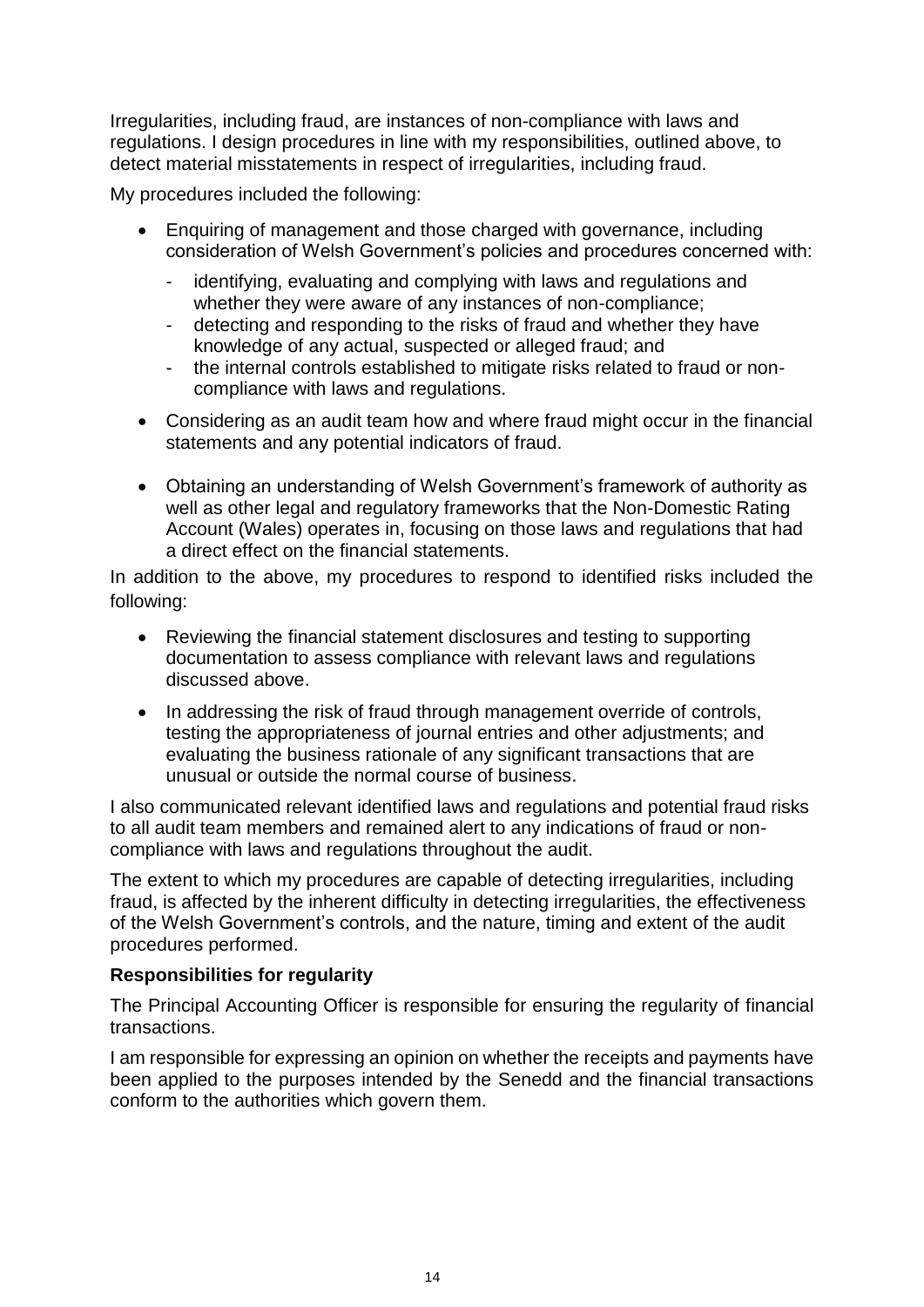Irregularities, including fraud, are instances of non-compliance with laws and regulations. I design procedures in line with my responsibilities, outlined above, to detect material misstatements in respect of irregularities, including fraud.

My procedures included the following:

- Enquiring of management and those charged with governance, including consideration of Welsh Government's policies and procedures concerned with:
  - identifying, evaluating and complying with laws and regulations and whether they were aware of any instances of non-compliance;
  - detecting and responding to the risks of fraud and whether they have knowledge of any actual, suspected or alleged fraud; and
  - the internal controls established to mitigate risks related to fraud or non-compliance with laws and regulations.
- Considering as an audit team how and where fraud might occur in the financial statements and any potential indicators of fraud.
- Obtaining an understanding of Welsh Government's framework of authority as well as other legal and regulatory frameworks that the Non-Domestic Rating Account (Wales) operates in, focusing on those laws and regulations that had a direct effect on the financial statements.

In addition to the above, my procedures to respond to identified risks included the following:

- Reviewing the financial statement disclosures and testing to supporting documentation to assess compliance with relevant laws and regulations discussed above.
- In addressing the risk of fraud through management override of controls, testing the appropriateness of journal entries and other adjustments; and evaluating the business rationale of any significant transactions that are unusual or outside the normal course of business.

I also communicated relevant identified laws and regulations and potential fraud risks to all audit team members and remained alert to any indications of fraud or non-compliance with laws and regulations throughout the audit.

The extent to which my procedures are capable of detecting irregularities, including fraud, is affected by the inherent difficulty in detecting irregularities, the effectiveness of the Welsh Government's controls, and the nature, timing and extent of the audit procedures performed.

**Responsibilities for regularity**

The Principal Accounting Officer is responsible for ensuring the regularity of financial transactions.

I am responsible for expressing an opinion on whether the receipts and payments have been applied to the purposes intended by the Senedd and the financial transactions conform to the authorities which govern them.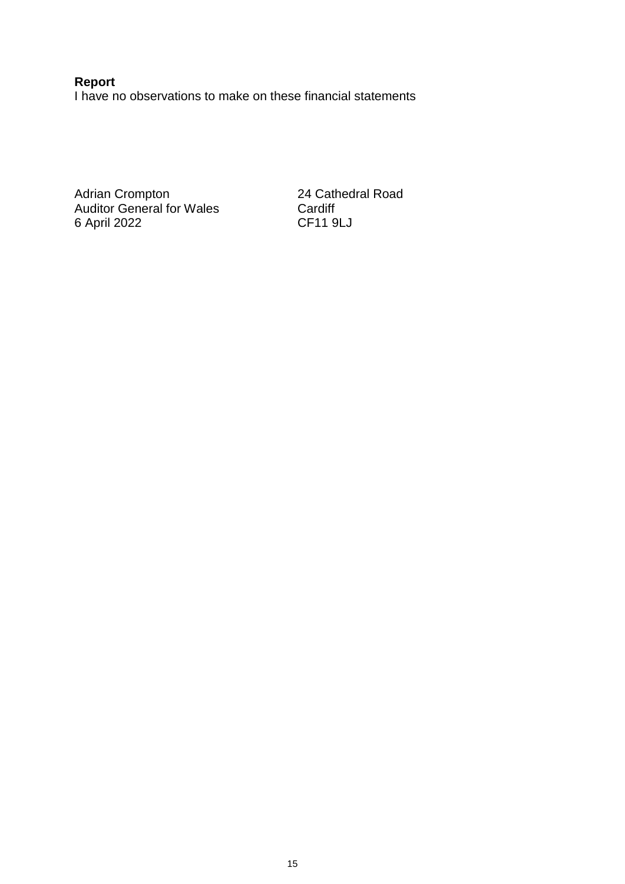**Report**

I have no observations to make on these financial statements

Adrian Crompton
Auditor General for Wales
6 April 2022

24 Cathedral Road
Cardiff
CF11 9LJ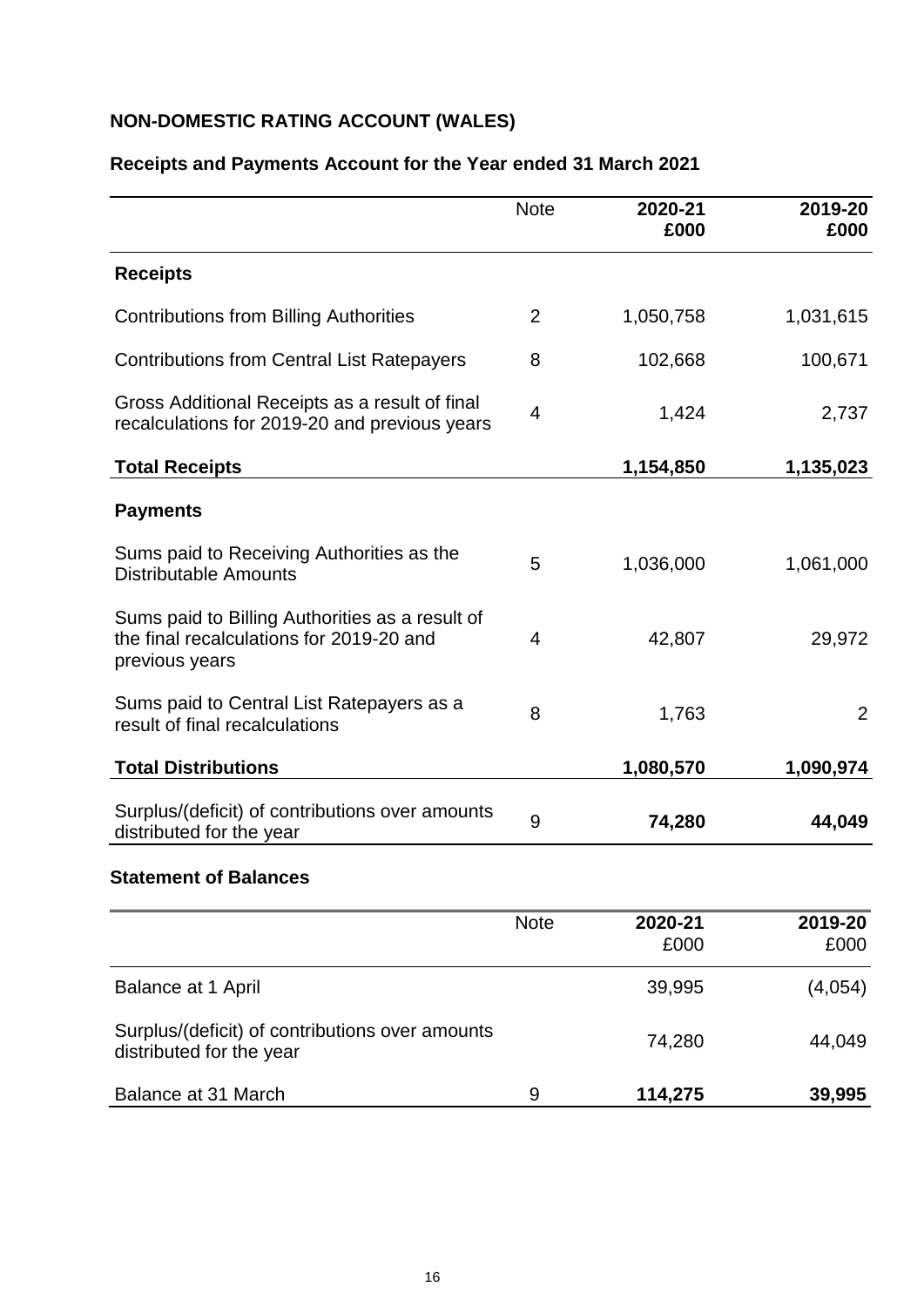# NON-DOMESTIC RATING ACCOUNT (WALES)

## Receipts and Payments Account for the Year ended 31 March 2021

| | Note | **2020-21 £000** | **2019-20 £000** |
|---|---|---|---|
| **Receipts** | | | |
| Contributions from Billing Authorities | 2 | 1,050,758 | 1,031,615 |
| Contributions from Central List Ratepayers | 8 | 102,668 | 100,671 |
| Gross Additional Receipts as a result of final recalculations for 2019-20 and previous years | 4 | 1,424 | 2,737 |
| **Total Receipts** | | **1,154,850** | **1,135,023** |
| **Payments** | | | |
| Sums paid to Receiving Authorities as the Distributable Amounts | 5 | 1,036,000 | 1,061,000 |
| Sums paid to Billing Authorities as a result of the final recalculations for 2019-20 and previous years | 4 | 42,807 | 29,972 |
| Sums paid to Central List Ratepayers as a result of final recalculations | 8 | 1,763 | 2 |
| **Total Distributions** | | **1,080,570** | **1,090,974** |
| Surplus/(deficit) of contributions over amounts distributed for the year | 9 | **74,280** | **44,049** |

### Statement of Balances

| | Note | **2020-21** £000 | **2019-20** £000 |
|---|---|---|---|
| Balance at 1 April | | 39,995 | (4,054) |
| Surplus/(deficit) of contributions over amounts distributed for the year | | 74,280 | 44,049 |
| Balance at 31 March | 9 | **114,275** | **39,995** |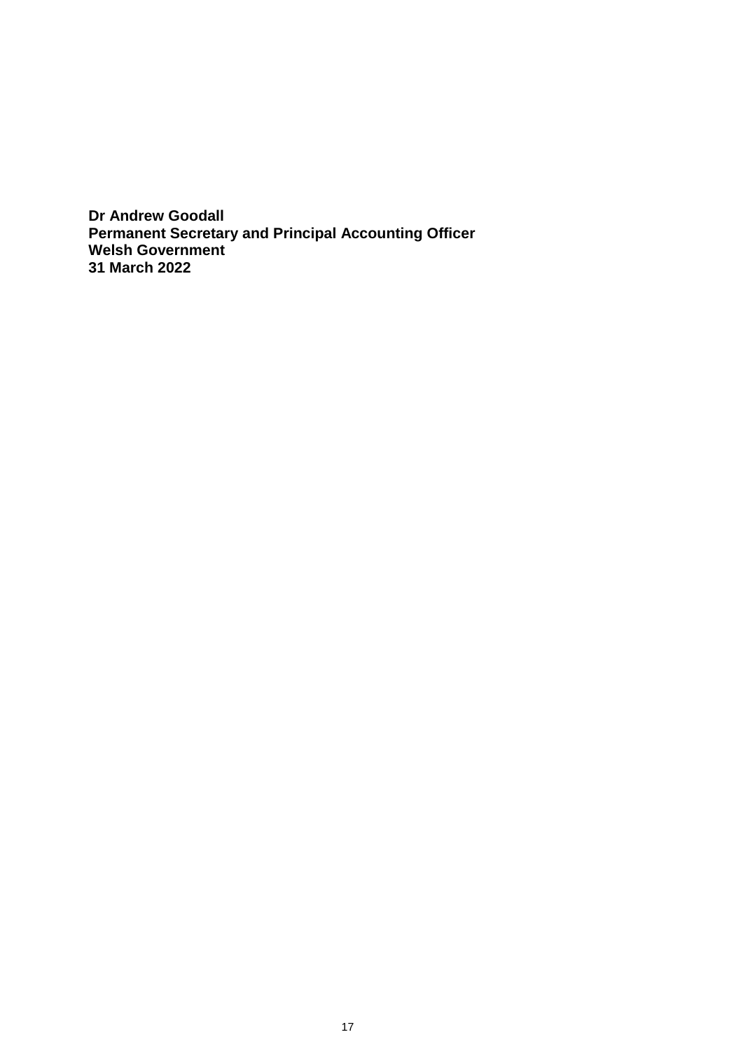**Dr Andrew Goodall**
**Permanent Secretary and Principal Accounting Officer**
**Welsh Government**
**31 March 2022**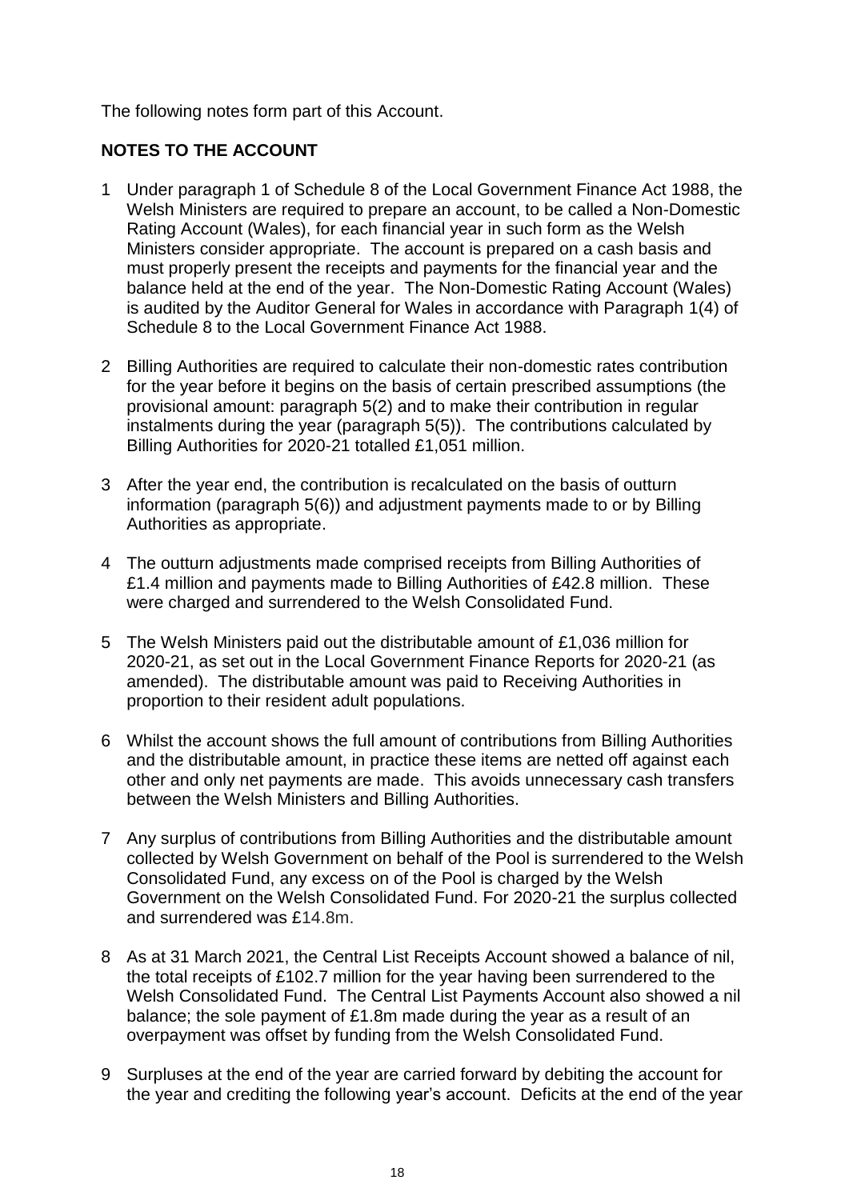The following notes form part of this Account.

**NOTES TO THE ACCOUNT**

1. Under paragraph 1 of Schedule 8 of the Local Government Finance Act 1988, the Welsh Ministers are required to prepare an account, to be called a Non-Domestic Rating Account (Wales), for each financial year in such form as the Welsh Ministers consider appropriate. The account is prepared on a cash basis and must properly present the receipts and payments for the financial year and the balance held at the end of the year. The Non-Domestic Rating Account (Wales) is audited by the Auditor General for Wales in accordance with Paragraph 1(4) of Schedule 8 to the Local Government Finance Act 1988.

2. Billing Authorities are required to calculate their non-domestic rates contribution for the year before it begins on the basis of certain prescribed assumptions (the provisional amount: paragraph 5(2) and to make their contribution in regular instalments during the year (paragraph 5(5)). The contributions calculated by Billing Authorities for 2020-21 totalled £1,051 million.

3. After the year end, the contribution is recalculated on the basis of outturn information (paragraph 5(6)) and adjustment payments made to or by Billing Authorities as appropriate.

4. The outturn adjustments made comprised receipts from Billing Authorities of £1.4 million and payments made to Billing Authorities of £42.8 million. These were charged and surrendered to the Welsh Consolidated Fund.

5. The Welsh Ministers paid out the distributable amount of £1,036 million for 2020-21, as set out in the Local Government Finance Reports for 2020-21 (as amended). The distributable amount was paid to Receiving Authorities in proportion to their resident adult populations.

6. Whilst the account shows the full amount of contributions from Billing Authorities and the distributable amount, in practice these items are netted off against each other and only net payments are made. This avoids unnecessary cash transfers between the Welsh Ministers and Billing Authorities.

7. Any surplus of contributions from Billing Authorities and the distributable amount collected by Welsh Government on behalf of the Pool is surrendered to the Welsh Consolidated Fund, any excess on of the Pool is charged by the Welsh Government on the Welsh Consolidated Fund. For 2020-21 the surplus collected and surrendered was £14.8m.

8. As at 31 March 2021, the Central List Receipts Account showed a balance of nil, the total receipts of £102.7 million for the year having been surrendered to the Welsh Consolidated Fund. The Central List Payments Account also showed a nil balance; the sole payment of £1.8m made during the year as a result of an overpayment was offset by funding from the Welsh Consolidated Fund.

9. Surpluses at the end of the year are carried forward by debiting the account for the year and crediting the following year's account. Deficits at the end of the year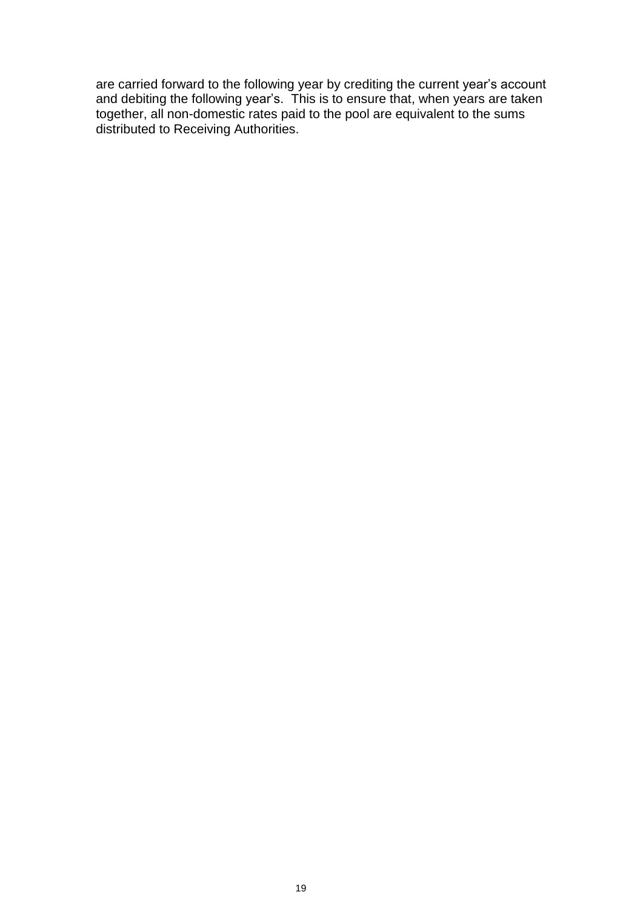are carried forward to the following year by crediting the current year's account and debiting the following year's. This is to ensure that, when years are taken together, all non-domestic rates paid to the pool are equivalent to the sums distributed to Receiving Authorities.